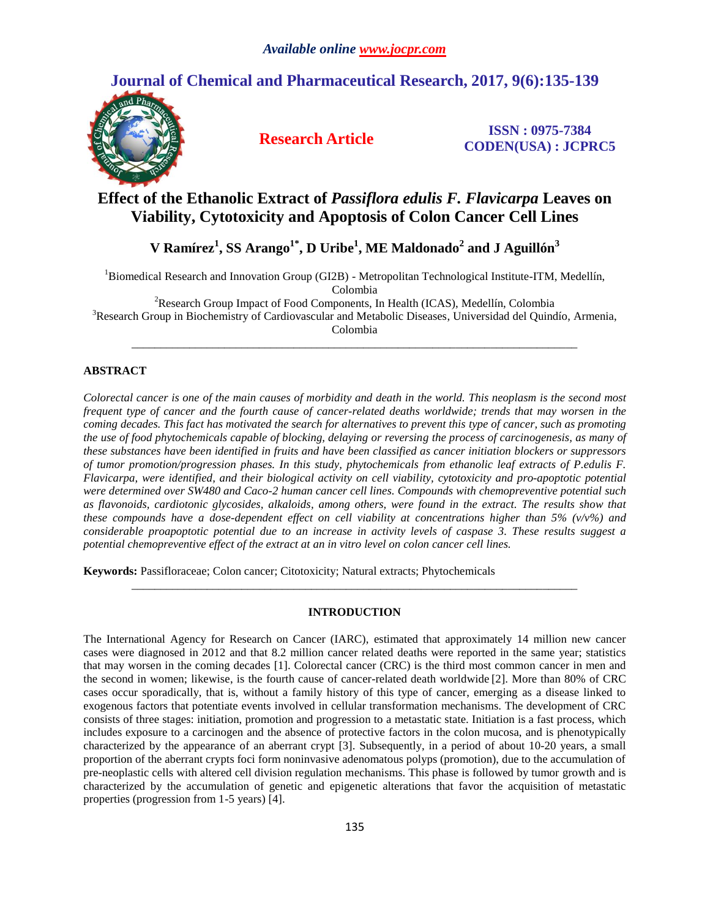# Effect of the Ethanolic Extract of *Passiflora edulis F. Flavicarpa* Leaves on Viability, Cytotoxicity and Apoptosis of Colon Cancer Cell Lines

**V Ramírez[1], SS Arango[1*], D Uribe[1], ME Maldonado[2] and J Aguillón[3]**

[1]Biomedical Research and Innovation Group (GI2B) - Metropolitan Technological Institute-ITM, Medellín, Colombia

[2]Research Group Impact of Food Components, In Health (ICAS), Medellín, Colombia

[3]Research Group in Biochemistry of Cardiovascular and Metabolic Diseases, Universidad del Quindío, Armenia, Colombia

---

## ABSTRACT

*Colorectal cancer is one of the main causes of morbidity and death in the world. This neoplasm is the second most frequent type of cancer and the fourth cause of cancer-related deaths worldwide; trends that may worsen in the coming decades. This fact has motivated the search for alternatives to prevent this type of cancer, such as promoting the use of food phytochemicals capable of blocking, delaying or reversing the process of carcinogenesis, as many of these substances have been identified in fruits and have been classified as cancer initiation blockers or suppressors of tumor promotion/progression phases. In this study, phytochemicals from ethanolic leaf extracts of P.edulis F. Flavicarpa, were identified, and their biological activity on cell viability, cytotoxicity and pro-apoptotic potential were determined over SW480 and Caco-2 human cancer cell lines. Compounds with chemopreventive potential such as flavonoids, cardiotonic glycosides, alkaloids, among others, were found in the extract. The results show that these compounds have a dose-dependent effect on cell viability at concentrations higher than 5% (v/v%) and considerable proapoptotic potential due to an increase in activity levels of caspase 3. These results suggest a potential chemopreventive effect of the extract at an in vitro level on colon cancer cell lines.*

**Keywords:** Passifloraceae; Colon cancer; Citotoxicity; Natural extracts; Phytochemicals

---

## INTRODUCTION

The International Agency for Research on Cancer (IARC), estimated that approximately 14 million new cancer cases were diagnosed in 2012 and that 8.2 million cancer related deaths were reported in the same year; statistics that may worsen in the coming decades [1]. Colorectal cancer (CRC) is the third most common cancer in men and the second in women; likewise, is the fourth cause of cancer-related death worldwide [2]. More than 80% of CRC cases occur sporadically, that is, without a family history of this type of cancer, emerging as a disease linked to exogenous factors that potentiate events involved in cellular transformation mechanisms. The development of CRC consists of three stages: initiation, promotion and progression to a metastatic state. Initiation is a fast process, which includes exposure to a carcinogen and the absence of protective factors in the colon mucosa, and is phenotypically characterized by the appearance of an aberrant crypt [3]. Subsequently, in a period of about 10-20 years, a small proportion of the aberrant crypts foci form noninvasive adenomatous polyps (promotion), due to the accumulation of pre-neoplastic cells with altered cell division regulation mechanisms. This phase is followed by tumor growth and is characterized by the accumulation of genetic and epigenetic alterations that favor the acquisition of metastatic properties (progression from 1-5 years) [4].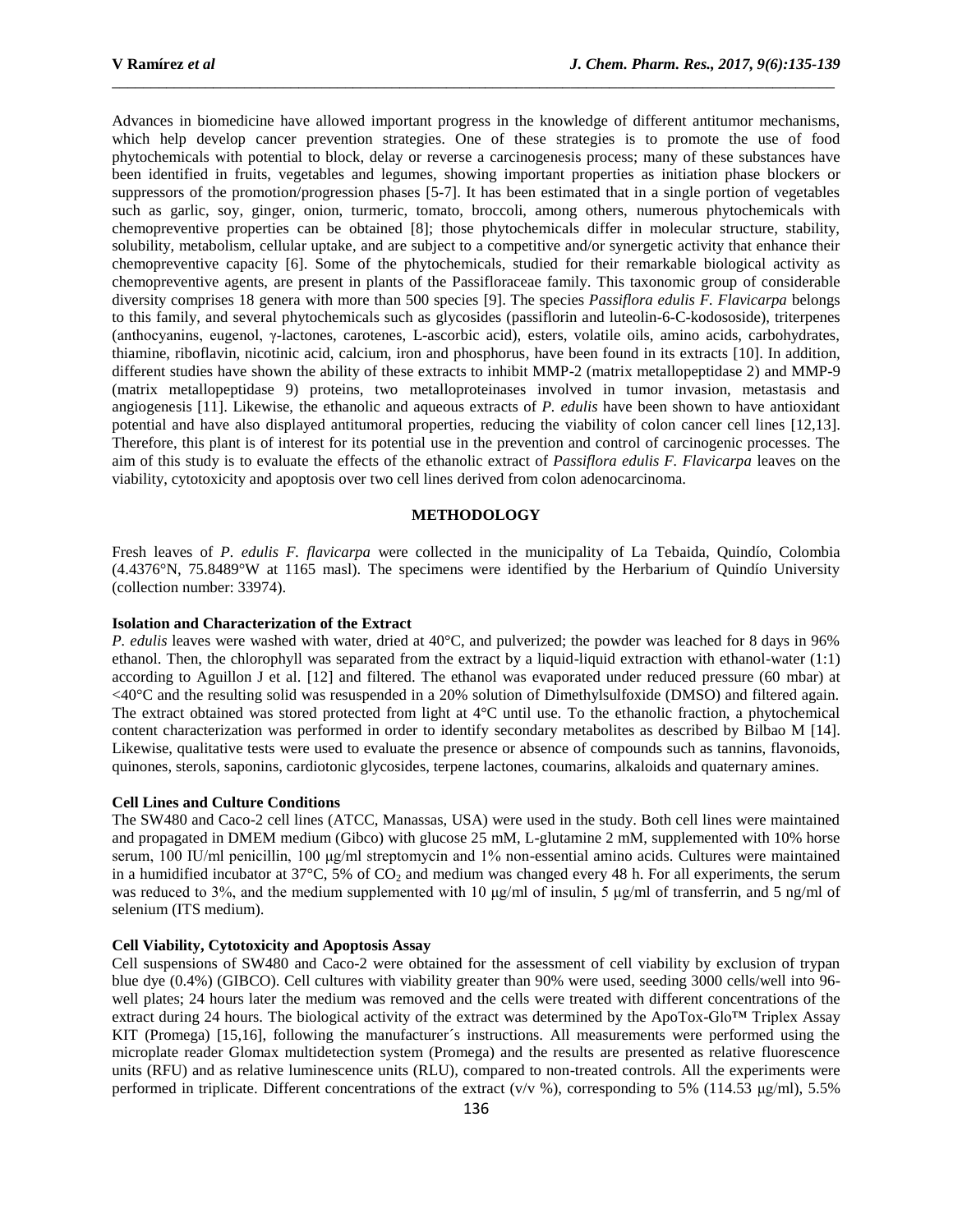Advances in biomedicine have allowed important progress in the knowledge of different antitumor mechanisms, which help develop cancer prevention strategies. One of these strategies is to promote the use of food phytochemicals with potential to block, delay or reverse a carcinogenesis process; many of these substances have been identified in fruits, vegetables and legumes, showing important properties as initiation phase blockers or suppressors of the promotion/progression phases [5-7]. It has been estimated that in a single portion of vegetables such as garlic, soy, ginger, onion, turmeric, tomato, broccoli, among others, numerous phytochemicals with chemopreventive properties can be obtained [8]; those phytochemicals differ in molecular structure, stability, solubility, metabolism, cellular uptake, and are subject to a competitive and/or synergetic activity that enhance their chemopreventive capacity [6]. Some of the phytochemicals, studied for their remarkable biological activity as chemopreventive agents, are present in plants of the Passifloraceae family. This taxonomic group of considerable diversity comprises 18 genera with more than 500 species [9]. The species *Passiflora edulis F. Flavicarpa* belongs to this family, and several phytochemicals such as glycosides (passiflorin and luteolin-6-C-kodososide), triterpenes (anthocyanins, eugenol, γ-lactones, carotenes, L-ascorbic acid), esters, volatile oils, amino acids, carbohydrates, thiamine, riboflavin, nicotinic acid, calcium, iron and phosphorus, have been found in its extracts [10]. In addition, different studies have shown the ability of these extracts to inhibit MMP-2 (matrix metallopeptidase 2) and MMP-9 (matrix metallopeptidase 9) proteins, two metalloproteinases involved in tumor invasion, metastasis and angiogenesis [11]. Likewise, the ethanolic and aqueous extracts of *P. edulis* have been shown to have antioxidant potential and have also displayed antitumoral properties, reducing the viability of colon cancer cell lines [12,13]. Therefore, this plant is of interest for its potential use in the prevention and control of carcinogenic processes. The aim of this study is to evaluate the effects of the ethanolic extract of *Passiflora edulis F. Flavicarpa* leaves on the viability, cytotoxicity and apoptosis over two cell lines derived from colon adenocarcinoma.

## METHODOLOGY

Fresh leaves of *P. edulis F. flavicarpa* were collected in the municipality of La Tebaida, Quindío, Colombia (4.4376°N, 75.8489°W at 1165 masl). The specimens were identified by the Herbarium of Quindío University (collection number: 33974).

### Isolation and Characterization of the Extract

*P. edulis* leaves were washed with water, dried at 40°C, and pulverized; the powder was leached for 8 days in 96% ethanol. Then, the chlorophyll was separated from the extract by a liquid-liquid extraction with ethanol-water (1:1) according to Aguillon J et al. [12] and filtered. The ethanol was evaporated under reduced pressure (60 mbar) at <40°C and the resulting solid was resuspended in a 20% solution of Dimethylsulfoxide (DMSO) and filtered again. The extract obtained was stored protected from light at 4°C until use. To the ethanolic fraction, a phytochemical content characterization was performed in order to identify secondary metabolites as described by Bilbao M [14]. Likewise, qualitative tests were used to evaluate the presence or absence of compounds such as tannins, flavonoids, quinones, sterols, saponins, cardiotonic glycosides, terpene lactones, coumarins, alkaloids and quaternary amines.

### Cell Lines and Culture Conditions

The SW480 and Caco-2 cell lines (ATCC, Manassas, USA) were used in the study. Both cell lines were maintained and propagated in DMEM medium (Gibco) with glucose 25 mM, L-glutamine 2 mM, supplemented with 10% horse serum, 100 IU/ml penicillin, 100 μg/ml streptomycin and 1% non-essential amino acids. Cultures were maintained in a humidified incubator at 37°C, 5% of $CO_2$ and medium was changed every 48 h. For all experiments, the serum was reduced to 3%, and the medium supplemented with 10 μg/ml of insulin, 5 μg/ml of transferrin, and 5 ng/ml of selenium (ITS medium).

### Cell Viability, Cytotoxicity and Apoptosis Assay

Cell suspensions of SW480 and Caco-2 were obtained for the assessment of cell viability by exclusion of trypan blue dye (0.4%) (GIBCO). Cell cultures with viability greater than 90% were used, seeding 3000 cells/well into 96-well plates; 24 hours later the medium was removed and the cells were treated with different concentrations of the extract during 24 hours. The biological activity of the extract was determined by the ApoTox-Glo™ Triplex Assay KIT (Promega) [15,16], following the manufacturer´s instructions. All measurements were performed using the microplate reader Glomax multidetection system (Promega) and the results are presented as relative fluorescence units (RFU) and as relative luminescence units (RLU), compared to non-treated controls. All the experiments were performed in triplicate. Different concentrations of the extract (v/v %), corresponding to 5% (114.53 μg/ml), 5.5%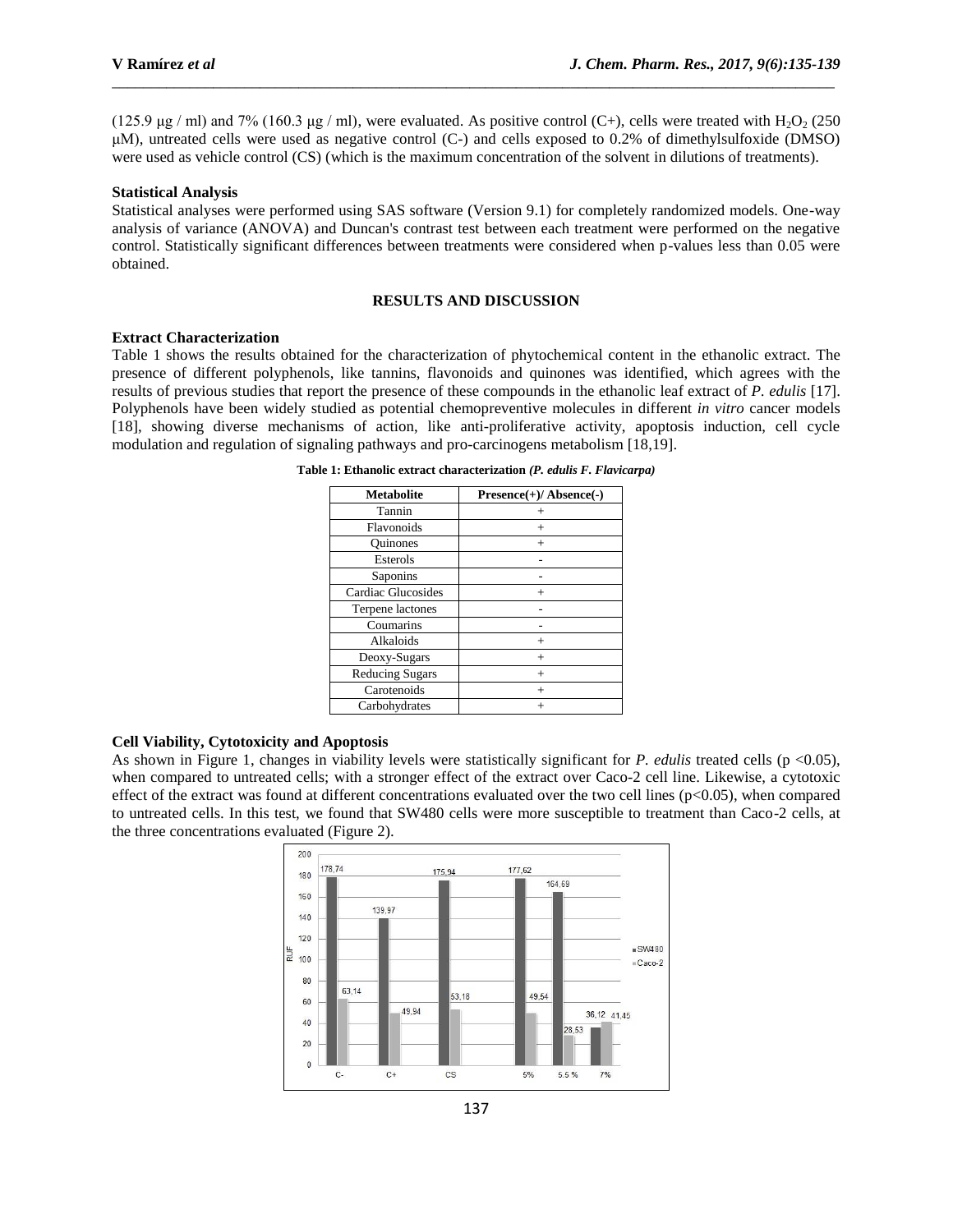(125.9 μg / ml) and 7% (160.3 μg / ml), were evaluated. As positive control (C+), cells were treated with $H_2O_2$ (250 μM), untreated cells were used as negative control (C-) and cells exposed to 0.2% of dimethylsulfoxide (DMSO) were used as vehicle control (CS) (which is the maximum concentration of the solvent in dilutions of treatments).

**Statistical Analysis**

Statistical analyses were performed using SAS software (Version 9.1) for completely randomized models. One-way analysis of variance (ANOVA) and Duncan's contrast test between each treatment were performed on the negative control. Statistically significant differences between treatments were considered when p-values less than 0.05 were obtained.

## RESULTS AND DISCUSSION

**Extract Characterization**

Table 1 shows the results obtained for the characterization of phytochemical content in the ethanolic extract. The presence of different polyphenols, like tannins, flavonoids and quinones was identified, which agrees with the results of previous studies that report the presence of these compounds in the ethanolic leaf extract of *P. edulis* [17]. Polyphenols have been widely studied as potential chemopreventive molecules in different *in vitro* cancer models [18], showing diverse mechanisms of action, like anti-proliferative activity, apoptosis induction, cell cycle modulation and regulation of signaling pathways and pro-carcinogens metabolism [18,19].

**Table 1: Ethanolic extract characterization *(P. edulis F. Flavicarpa)***

| Metabolite | Presence(+)/ Absence(-) |
|---|---|
| Tannin | + |
| Flavonoids | + |
| Quinones | + |
| Esterols | - |
| Saponins | - |
| Cardiac Glucosides | + |
| Terpene lactones | - |
| Coumarins | - |
| Alkaloids | + |
| Deoxy-Sugars | + |
| Reducing Sugars | + |
| Carotenoids | + |
| Carbohydrates | + |

**Cell Viability, Cytotoxicity and Apoptosis**

As shown in Figure 1, changes in viability levels were statistically significant for *P. edulis* treated cells ($p < 0.05$), when compared to untreated cells; with a stronger effect of the extract over Caco-2 cell line. Likewise, a cytotoxic effect of the extract was found at different concentrations evaluated over the two cell lines ($p<0.05$), when compared to untreated cells. In this test, we found that SW480 cells were more susceptible to treatment than Caco-2 cells, at the three concentrations evaluated (Figure 2).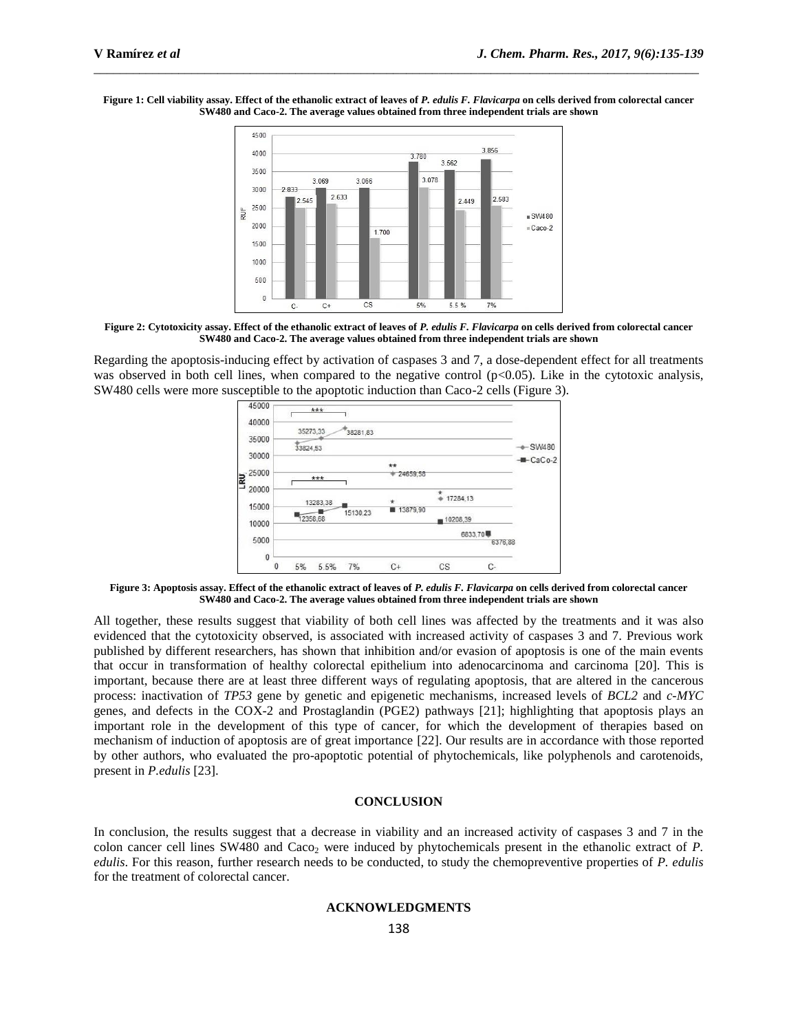**Figure 1: Cell viability assay. Effect of the ethanolic extract of leaves of *P. edulis F. Flavicarpa* on cells derived from colorectal cancer SW480 and Caco-2. The average values obtained from three independent trials are shown**

**Figure 2: Cytotoxicity assay. Effect of the ethanolic extract of leaves of *P. edulis F. Flavicarpa* on cells derived from colorectal cancer SW480 and Caco-2. The average values obtained from three independent trials are shown**

Regarding the apoptosis-inducing effect by activation of caspases 3 and 7, a dose-dependent effect for all treatments was observed in both cell lines, when compared to the negative control ($p<0.05$). Like in the cytotoxic analysis, SW480 cells were more susceptible to the apoptotic induction than Caco-2 cells (Figure 3).

**Figure 3: Apoptosis assay. Effect of the ethanolic extract of leaves of *P. edulis F. Flavicarpa* on cells derived from colorectal cancer SW480 and Caco-2. The average values obtained from three independent trials are shown**

All together, these results suggest that viability of both cell lines was affected by the treatments and it was also evidenced that the cytotoxicity observed, is associated with increased activity of caspases 3 and 7. Previous work published by different researchers, has shown that inhibition and/or evasion of apoptosis is one of the main events that occur in transformation of healthy colorectal epithelium into adenocarcinoma and carcinoma [20]. This is important, because there are at least three different ways of regulating apoptosis, that are altered in the cancerous process: inactivation of *TP53* gene by genetic and epigenetic mechanisms, increased levels of *BCL2* and *c-MYC* genes, and defects in the COX-2 and Prostaglandin (PGE2) pathways [21]; highlighting that apoptosis plays an important role in the development of this type of cancer, for which the development of therapies based on mechanism of induction of apoptosis are of great importance [22]. Our results are in accordance with those reported by other authors, who evaluated the pro-apoptotic potential of phytochemicals, like polyphenols and carotenoids, present in *P.edulis* [23].

## CONCLUSION

In conclusion, the results suggest that a decrease in viability and an increased activity of caspases 3 and 7 in the colon cancer cell lines SW480 and $Caco_2$ were induced by phytochemicals present in the ethanolic extract of *P. edulis*. For this reason, further research needs to be conducted, to study the chemopreventive properties of *P. edulis* for the treatment of colorectal cancer.

## ACKNOWLEDGMENTS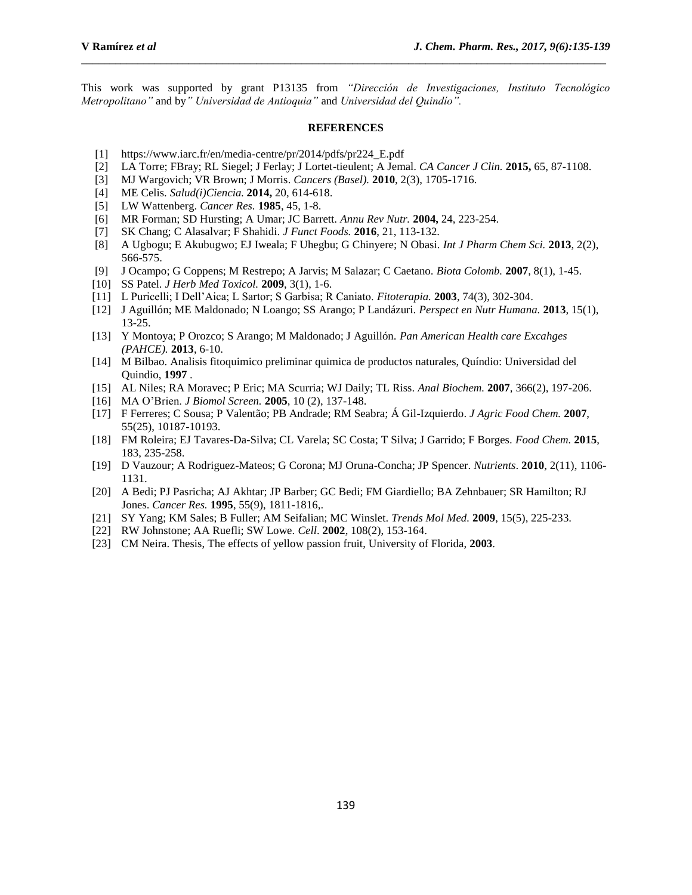This work was supported by grant P13135 from *"Dirección de Investigaciones, Instituto Tecnológico Metropolitano"* and by*" Universidad de Antioquia"* and *Universidad del Quindío".*

## REFERENCES

[1] https://www.iarc.fr/en/media-centre/pr/2014/pdfs/pr224_E.pdf

[2] LA Torre; FBray; RL Siegel; J Ferlay; J Lortet-tieulent; A Jemal. *CA Cancer J Clin.* **2015,** 65, 87-1108.

[3] MJ Wargovich; VR Brown; J Morris. *Cancers (Basel).* **2010**, 2(3), 1705-1716.

[4] ME Celis. *Salud(i)Ciencia.* **2014,** 20, 614-618.

[5] LW Wattenberg. *Cancer Res.* **1985**, 45, 1-8.

[6] MR Forman; SD Hursting; A Umar; JC Barrett. *Annu Rev Nutr.* **2004,** 24, 223-254.

[7] SK Chang; C Alasalvar; F Shahidi. *J Funct Foods.* **2016**, 21, 113-132.

[8] A Ugbogu; E Akubugwo; EJ Iweala; F Uhegbu; G Chinyere; N Obasi. *Int J Pharm Chem Sci.* **2013**, 2(2), 566-575.

[9] J Ocampo; G Coppens; M Restrepo; A Jarvis; M Salazar; C Caetano. *Biota Colomb.* **2007**, 8(1), 1-45.

[10] SS Patel. *J Herb Med Toxicol.* **2009**, 3(1), 1-6.

[11] L Puricelli; I Dell'Aica; L Sartor; S Garbisa; R Caniato. *Fitoterapia.* **2003**, 74(3), 302-304.

[12] J Aguillón; ME Maldonado; N Loango; SS Arango; P Landázuri. *Perspect en Nutr Humana.* **2013**, 15(1), 13-25.

[13] Y Montoya; P Orozco; S Arango; M Maldonado; J Aguillón. *Pan American Health care Excahges (PAHCE).* **2013**, 6-10.

[14] M Bilbao. Analisis fitoquimico preliminar quimica de productos naturales, Quíndio: Universidad del Quindio, **1997** .

[15] AL Niles; RA Moravec; P Eric; MA Scurria; WJ Daily; TL Riss. *Anal Biochem.* **2007**, 366(2), 197-206.

[16] MA O'Brien. *J Biomol Screen.* **2005**, 10 (2), 137-148.

[17] F Ferreres; C Sousa; P Valentão; PB Andrade; RM Seabra; Á Gil-Izquierdo. *J Agric Food Chem.* **2007**, 55(25), 10187-10193.

[18] FM Roleira; EJ Tavares-Da-Silva; CL Varela; SC Costa; T Silva; J Garrido; F Borges. *Food Chem.* **2015**, 183, 235-258.

[19] D Vauzour; A Rodriguez-Mateos; G Corona; MJ Oruna-Concha; JP Spencer. *Nutrients*. **2010**, 2(11), 1106-1131.

[20] A Bedi; PJ Pasricha; AJ Akhtar; JP Barber; GC Bedi; FM Giardiello; BA Zehnbauer; SR Hamilton; RJ Jones. *Cancer Res.* **1995**, 55(9), 1811-1816,.

[21] SY Yang; KM Sales; B Fuller; AM Seifalian; MC Winslet. *Trends Mol Med.* **2009**, 15(5), 225-233.

[22] RW Johnstone; AA Ruefli; SW Lowe. *Cell*. **2002**, 108(2), 153-164.

[23] CM Neira. Thesis, The effects of yellow passion fruit, University of Florida, **2003**.